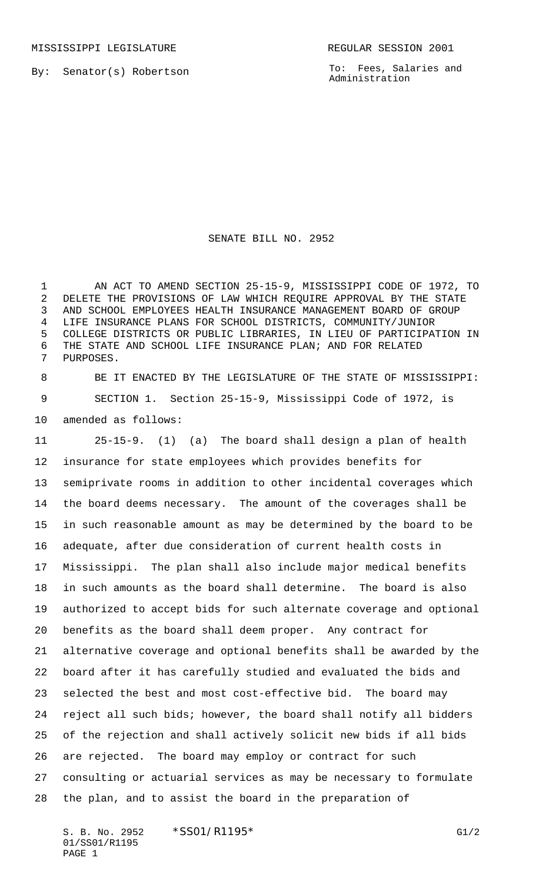MISSISSIPPI LEGISLATURE REGULAR SESSION 2001

By: Senator(s) Robertson

To: Fees, Salaries and Administration

# SENATE BILL NO. 2952

AN ACT TO AMEND SECTION 25-15-9, MISSISSIPPI CODE OF 1972, TO DELETE THE PROVISIONS OF LAW WHICH REQUIRE APPROVAL BY THE STATE AND SCHOOL EMPLOYEES HEALTH INSURANCE MANAGEMENT BOARD OF GROUP LIFE INSURANCE PLANS FOR SCHOOL DISTRICTS, COMMUNITY/JUNIOR COLLEGE DISTRICTS OR PUBLIC LIBRARIES, IN LIEU OF PARTICIPATION IN THE STATE AND SCHOOL LIFE INSURANCE PLAN; AND FOR RELATED PURPOSES.

BE IT ENACTED BY THE LEGISLATURE OF THE STATE OF MISSISSIPPI:

SECTION 1. Section 25-15-9, Mississippi Code of 1972, is amended as follows:

25-15-9. (1) (a) The board shall design a plan of health insurance for state employees which provides benefits for semiprivate rooms in addition to other incidental coverages which the board deems necessary. The amount of the coverages shall be in such reasonable amount as may be determined by the board to be adequate, after due consideration of current health costs in Mississippi. The plan shall also include major medical benefits in such amounts as the board shall determine. The board is also authorized to accept bids for such alternate coverage and optional benefits as the board shall deem proper. Any contract for alternative coverage and optional benefits shall be awarded by the board after it has carefully studied and evaluated the bids and selected the best and most cost-effective bid. The board may reject all such bids; however, the board shall notify all bidders of the rejection and shall actively solicit new bids if all bids are rejected. The board may employ or contract for such consulting or actuarial services as may be necessary to formulate the plan, and to assist the board in the preparation of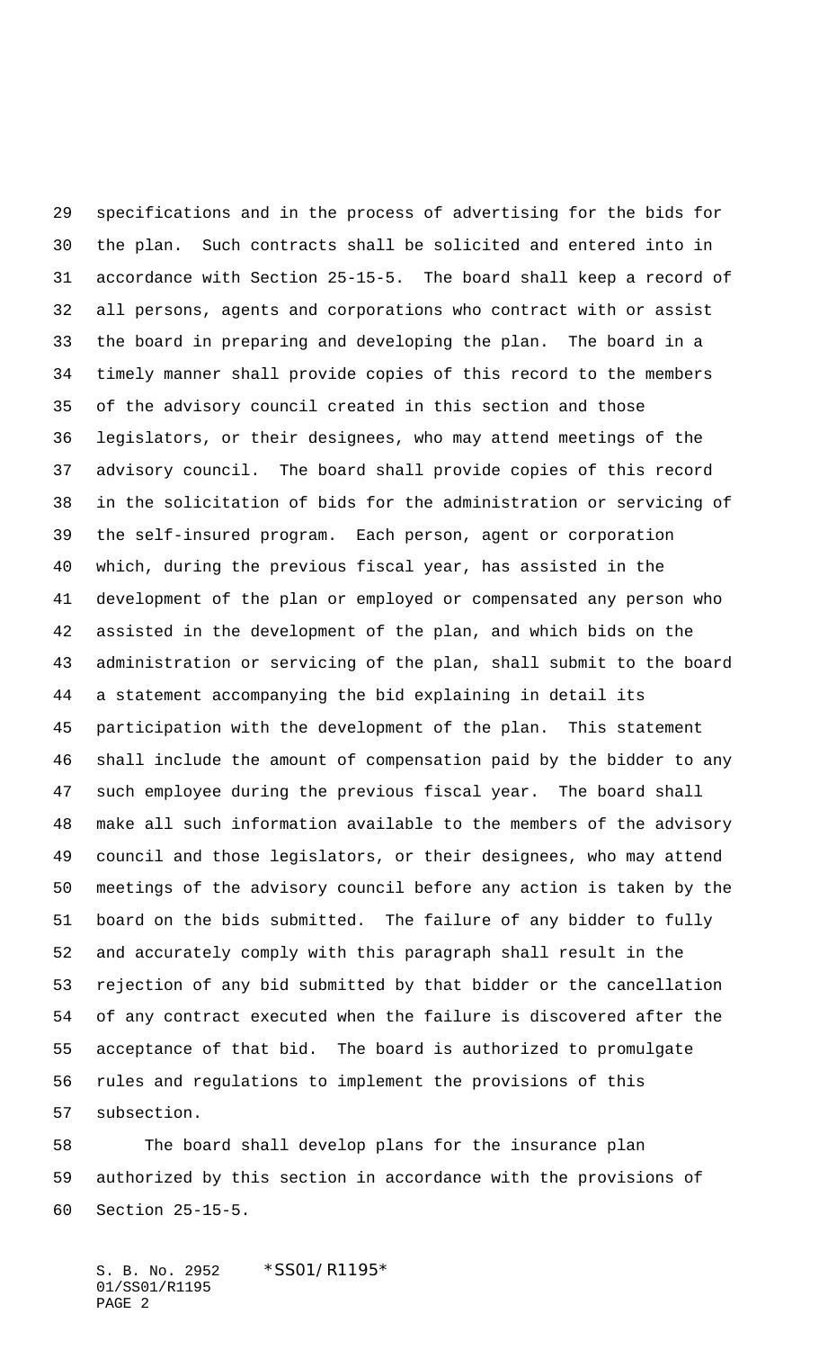specifications and in the process of advertising for the bids for the plan. Such contracts shall be solicited and entered into in accordance with Section 25-15-5. The board shall keep a record of all persons, agents and corporations who contract with or assist the board in preparing and developing the plan. The board in a timely manner shall provide copies of this record to the members of the advisory council created in this section and those legislators, or their designees, who may attend meetings of the advisory council. The board shall provide copies of this record in the solicitation of bids for the administration or servicing of the self-insured program. Each person, agent or corporation which, during the previous fiscal year, has assisted in the development of the plan or employed or compensated any person who assisted in the development of the plan, and which bids on the administration or servicing of the plan, shall submit to the board a statement accompanying the bid explaining in detail its participation with the development of the plan. This statement shall include the amount of compensation paid by the bidder to any such employee during the previous fiscal year. The board shall make all such information available to the members of the advisory council and those legislators, or their designees, who may attend meetings of the advisory council before any action is taken by the board on the bids submitted. The failure of any bidder to fully and accurately comply with this paragraph shall result in the rejection of any bid submitted by that bidder or the cancellation of any contract executed when the failure is discovered after the acceptance of that bid. The board is authorized to promulgate rules and regulations to implement the provisions of this subsection.

The board shall develop plans for the insurance plan authorized by this section in accordance with the provisions of Section 25-15-5.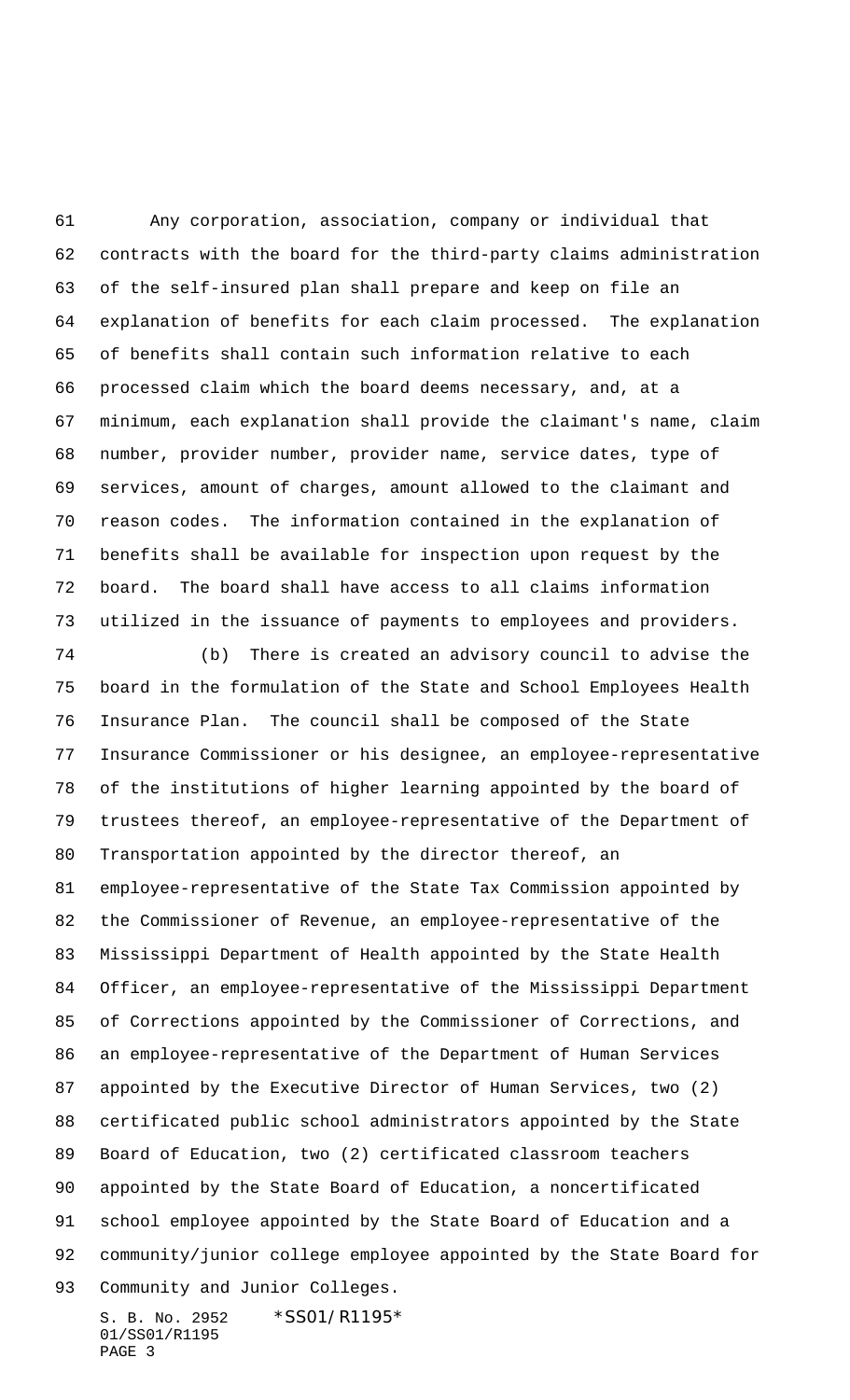Any corporation, association, company or individual that contracts with the board for the third-party claims administration of the self-insured plan shall prepare and keep on file an explanation of benefits for each claim processed. The explanation of benefits shall contain such information relative to each processed claim which the board deems necessary, and, at a minimum, each explanation shall provide the claimant's name, claim number, provider number, provider name, service dates, type of services, amount of charges, amount allowed to the claimant and reason codes. The information contained in the explanation of benefits shall be available for inspection upon request by the board. The board shall have access to all claims information utilized in the issuance of payments to employees and providers.

(b) There is created an advisory council to advise the board in the formulation of the State and School Employees Health Insurance Plan. The council shall be composed of the State Insurance Commissioner or his designee, an employee-representative of the institutions of higher learning appointed by the board of trustees thereof, an employee-representative of the Department of Transportation appointed by the director thereof, an employee-representative of the State Tax Commission appointed by the Commissioner of Revenue, an employee-representative of the Mississippi Department of Health appointed by the State Health Officer, an employee-representative of the Mississippi Department of Corrections appointed by the Commissioner of Corrections, and an employee-representative of the Department of Human Services appointed by the Executive Director of Human Services, two (2) certificated public school administrators appointed by the State Board of Education, two (2) certificated classroom teachers appointed by the State Board of Education, a noncertificated school employee appointed by the State Board of Education and a community/junior college employee appointed by the State Board for Community and Junior Colleges.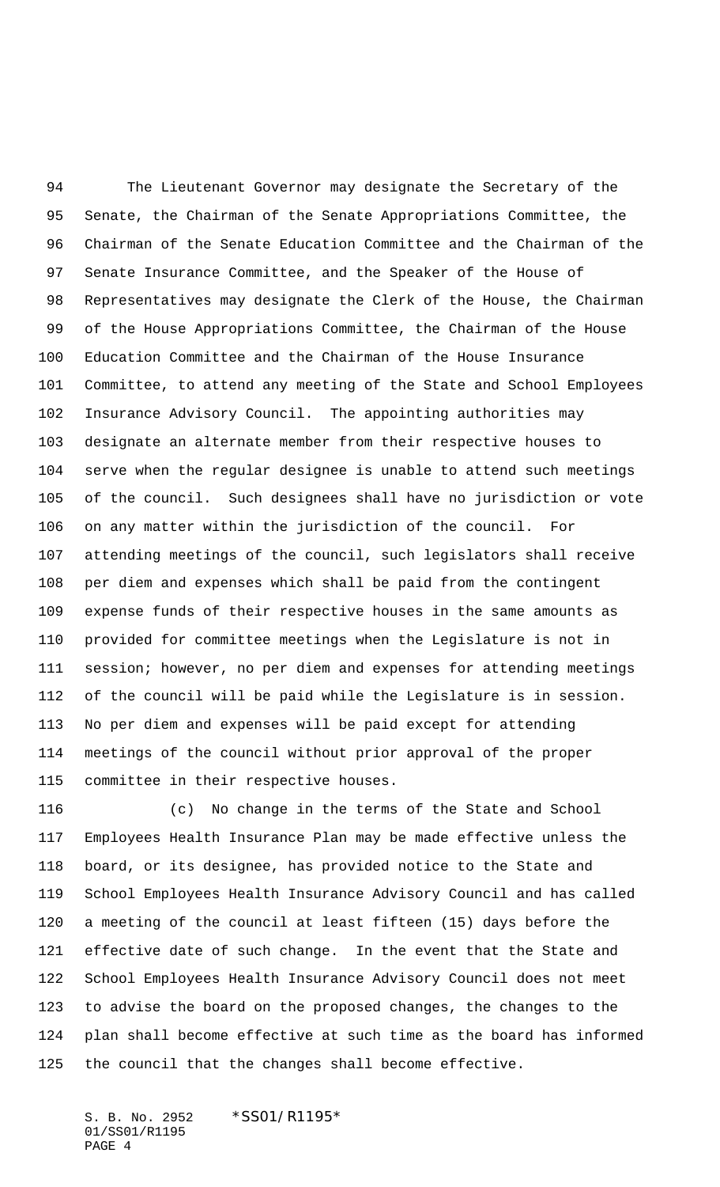The Lieutenant Governor may designate the Secretary of the Senate, the Chairman of the Senate Appropriations Committee, the Chairman of the Senate Education Committee and the Chairman of the Senate Insurance Committee, and the Speaker of the House of Representatives may designate the Clerk of the House, the Chairman of the House Appropriations Committee, the Chairman of the House Education Committee and the Chairman of the House Insurance Committee, to attend any meeting of the State and School Employees Insurance Advisory Council. The appointing authorities may designate an alternate member from their respective houses to serve when the regular designee is unable to attend such meetings of the council. Such designees shall have no jurisdiction or vote on any matter within the jurisdiction of the council. For attending meetings of the council, such legislators shall receive per diem and expenses which shall be paid from the contingent expense funds of their respective houses in the same amounts as provided for committee meetings when the Legislature is not in session; however, no per diem and expenses for attending meetings of the council will be paid while the Legislature is in session. No per diem and expenses will be paid except for attending meetings of the council without prior approval of the proper committee in their respective houses.

(c) No change in the terms of the State and School Employees Health Insurance Plan may be made effective unless the board, or its designee, has provided notice to the State and School Employees Health Insurance Advisory Council and has called a meeting of the council at least fifteen (15) days before the effective date of such change. In the event that the State and School Employees Health Insurance Advisory Council does not meet to advise the board on the proposed changes, the changes to the plan shall become effective at such time as the board has informed the council that the changes shall become effective.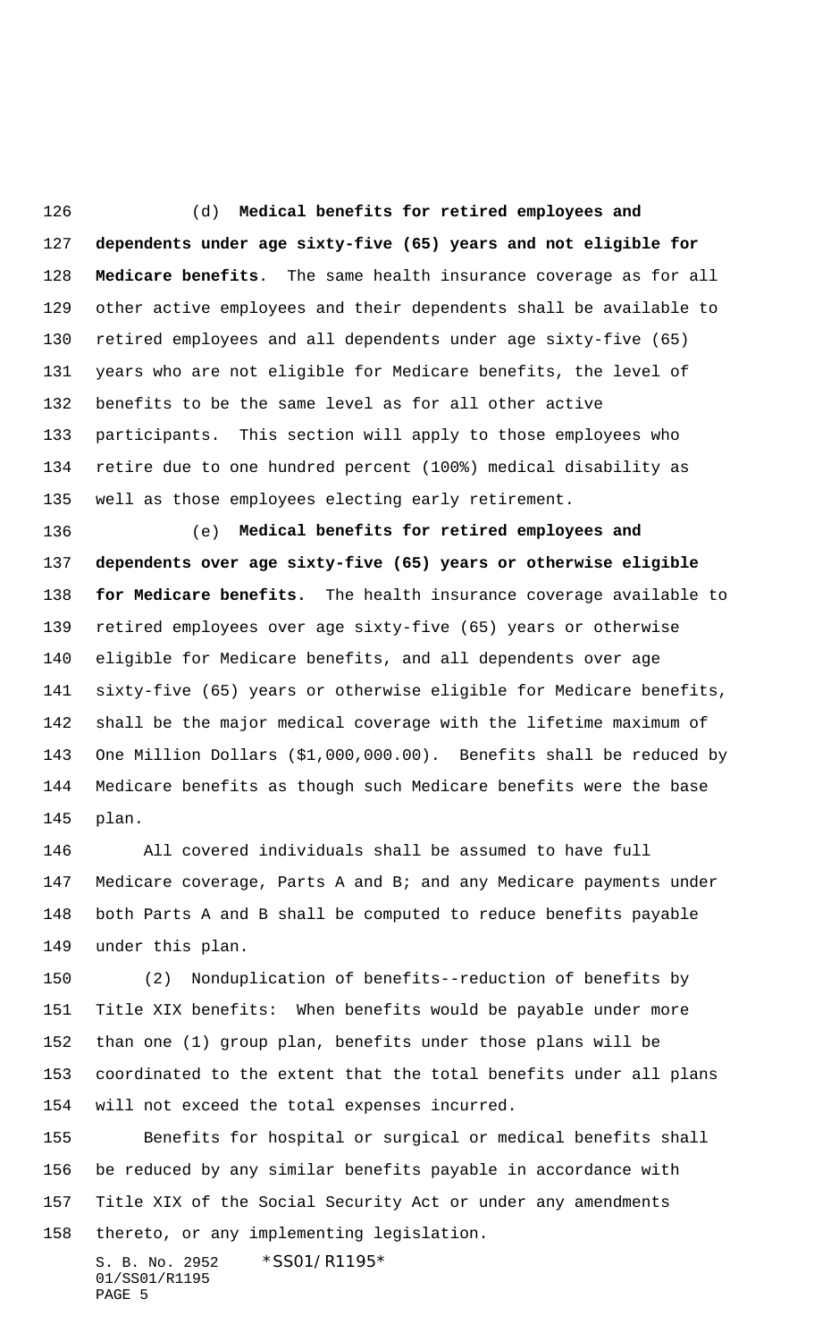(d) **Medical benefits for retired employees and dependents under age sixty-five (65) years and not eligible for Medicare benefits**. The same health insurance coverage as for all other active employees and their dependents shall be available to retired employees and all dependents under age sixty-five (65) years who are not eligible for Medicare benefits, the level of benefits to be the same level as for all other active participants. This section will apply to those employees who retire due to one hundred percent (100%) medical disability as well as those employees electing early retirement.

(e) **Medical benefits for retired employees and dependents over age sixty-five (65) years or otherwise eligible for Medicare benefits.** The health insurance coverage available to retired employees over age sixty-five (65) years or otherwise eligible for Medicare benefits, and all dependents over age sixty-five (65) years or otherwise eligible for Medicare benefits, shall be the major medical coverage with the lifetime maximum of One Million Dollars ($1,000,000.00). Benefits shall be reduced by Medicare benefits as though such Medicare benefits were the base plan.

All covered individuals shall be assumed to have full Medicare coverage, Parts A and B; and any Medicare payments under both Parts A and B shall be computed to reduce benefits payable under this plan.

(2) Nonduplication of benefits--reduction of benefits by Title XIX benefits: When benefits would be payable under more than one (1) group plan, benefits under those plans will be coordinated to the extent that the total benefits under all plans will not exceed the total expenses incurred.

Benefits for hospital or surgical or medical benefits shall be reduced by any similar benefits payable in accordance with Title XIX of the Social Security Act or under any amendments thereto, or any implementing legislation.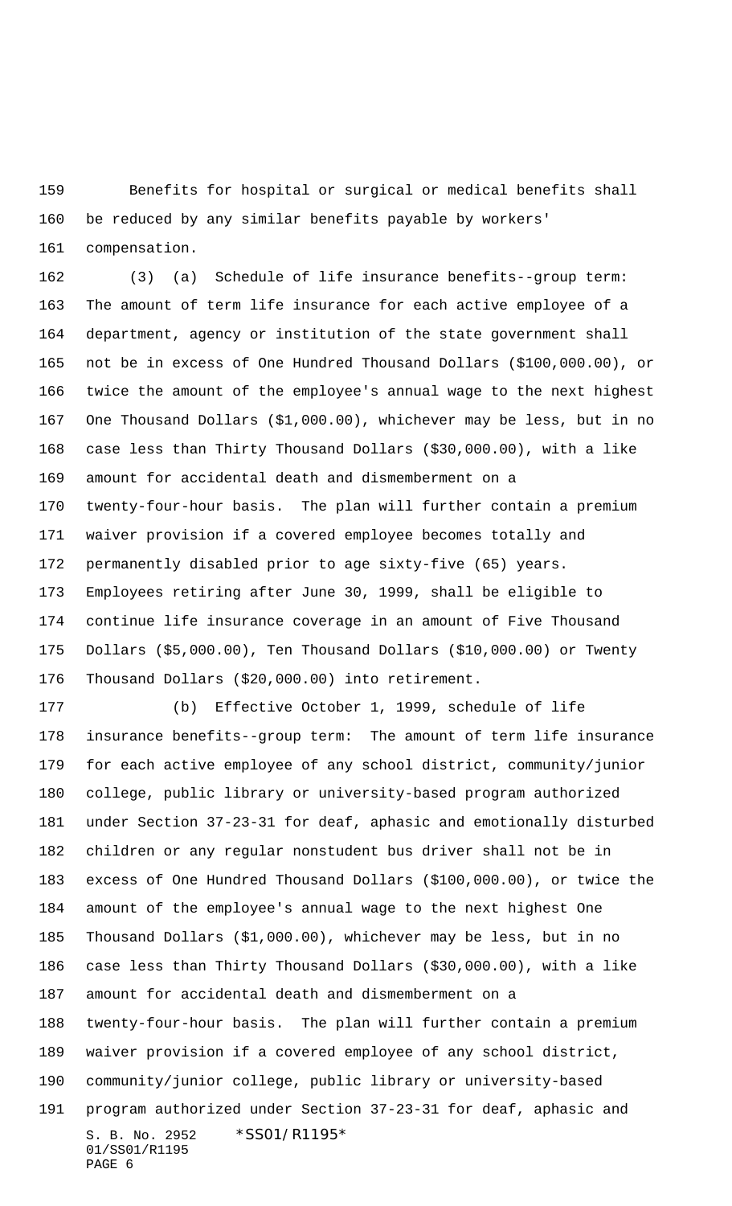Benefits for hospital or surgical or medical benefits shall be reduced by any similar benefits payable by workers' compensation.

(3) (a) Schedule of life insurance benefits--group term: The amount of term life insurance for each active employee of a department, agency or institution of the state government shall not be in excess of One Hundred Thousand Dollars ($100,000.00), or twice the amount of the employee's annual wage to the next highest One Thousand Dollars ($1,000.00), whichever may be less, but in no case less than Thirty Thousand Dollars ($30,000.00), with a like amount for accidental death and dismemberment on a twenty-four-hour basis. The plan will further contain a premium waiver provision if a covered employee becomes totally and permanently disabled prior to age sixty-five (65) years. Employees retiring after June 30, 1999, shall be eligible to continue life insurance coverage in an amount of Five Thousand Dollars ($5,000.00), Ten Thousand Dollars ($10,000.00) or Twenty Thousand Dollars ($20,000.00) into retirement.

(b) Effective October 1, 1999, schedule of life insurance benefits--group term: The amount of term life insurance for each active employee of any school district, community/junior college, public library or university-based program authorized under Section 37-23-31 for deaf, aphasic and emotionally disturbed children or any regular nonstudent bus driver shall not be in excess of One Hundred Thousand Dollars ($100,000.00), or twice the amount of the employee's annual wage to the next highest One Thousand Dollars ($1,000.00), whichever may be less, but in no case less than Thirty Thousand Dollars ($30,000.00), with a like amount for accidental death and dismemberment on a twenty-four-hour basis. The plan will further contain a premium waiver provision if a covered employee of any school district, community/junior college, public library or university-based program authorized under Section 37-23-31 for deaf, aphasic and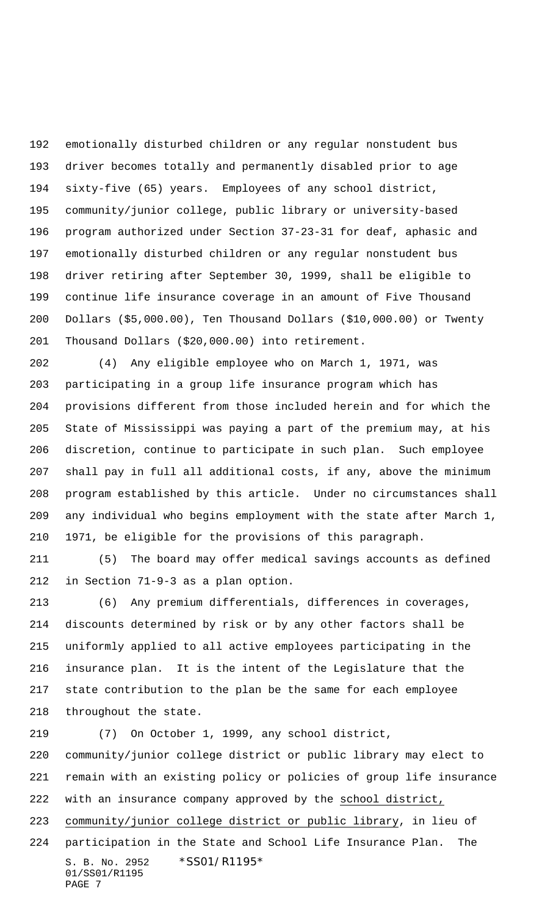emotionally disturbed children or any regular nonstudent bus driver becomes totally and permanently disabled prior to age sixty-five (65) years. Employees of any school district, community/junior college, public library or university-based program authorized under Section 37-23-31 for deaf, aphasic and emotionally disturbed children or any regular nonstudent bus driver retiring after September 30, 1999, shall be eligible to continue life insurance coverage in an amount of Five Thousand Dollars ($5,000.00), Ten Thousand Dollars ($10,000.00) or Twenty Thousand Dollars ($20,000.00) into retirement.

(4) Any eligible employee who on March 1, 1971, was participating in a group life insurance program which has provisions different from those included herein and for which the State of Mississippi was paying a part of the premium may, at his discretion, continue to participate in such plan. Such employee shall pay in full all additional costs, if any, above the minimum program established by this article. Under no circumstances shall any individual who begins employment with the state after March 1, 1971, be eligible for the provisions of this paragraph.

(5) The board may offer medical savings accounts as defined in Section 71-9-3 as a plan option.

(6) Any premium differentials, differences in coverages, discounts determined by risk or by any other factors shall be uniformly applied to all active employees participating in the insurance plan. It is the intent of the Legislature that the state contribution to the plan be the same for each employee throughout the state.

(7) On October 1, 1999, any school district, community/junior college district or public library may elect to remain with an existing policy or policies of group life insurance with an insurance company approved by the school district, community/junior college district or public library, in lieu of participation in the State and School Life Insurance Plan. The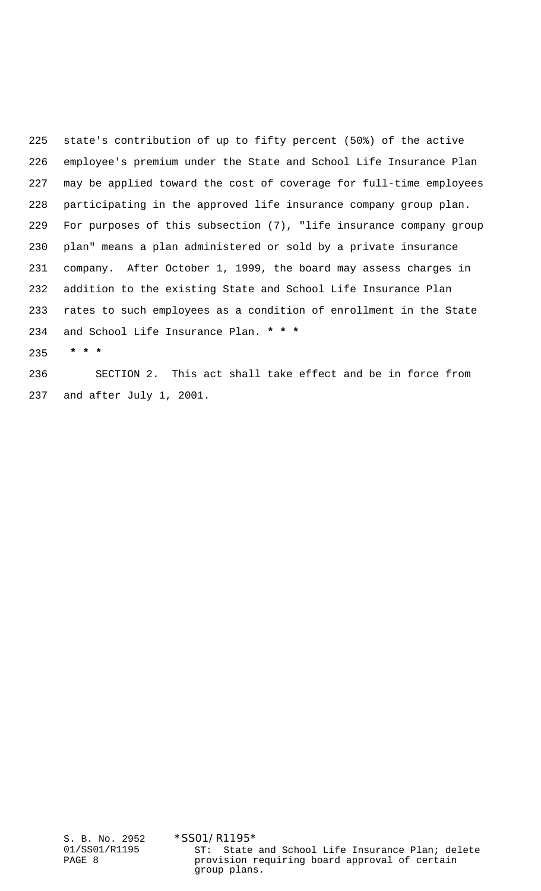state's contribution of up to fifty percent (50%) of the active employee's premium under the State and School Life Insurance Plan may be applied toward the cost of coverage for full-time employees participating in the approved life insurance company group plan. For purposes of this subsection (7), "life insurance company group plan" means a plan administered or sold by a private insurance company. After October 1, 1999, the board may assess charges in addition to the existing State and School Life Insurance Plan rates to such employees as a condition of enrollment in the State and School Life Insurance Plan. **\* \* \***

**\* \* \***

SECTION 2. This act shall take effect and be in force from and after July 1, 2001.

S. B. No. 2952 \*SS01/R1195\*
01/SS01/R1195
ST: State and School Life Insurance Plan; delete provision requiring board approval of certain group plans.